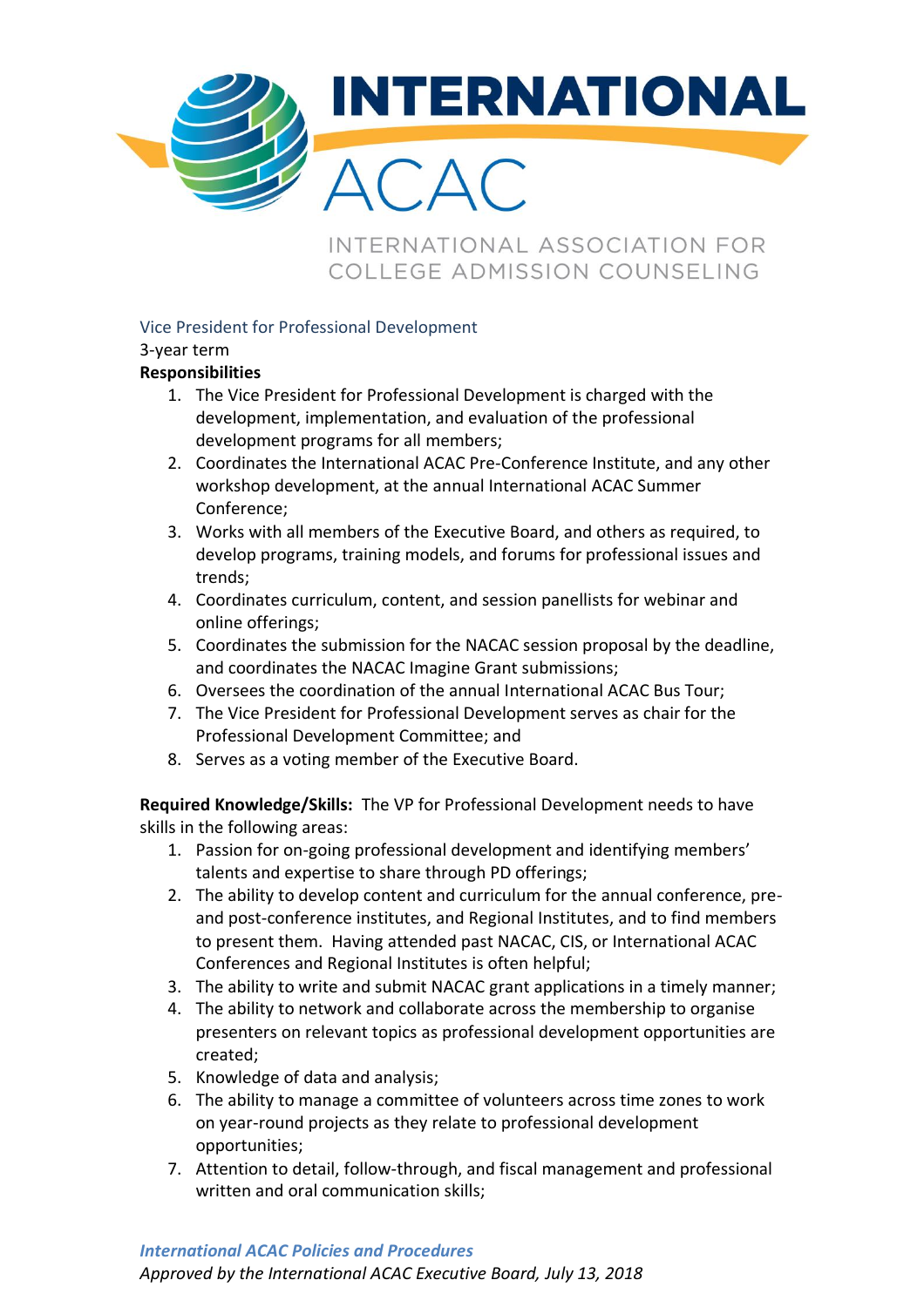# INTERNATIONAL ACAC

INTERNATIONAL ASSOCIATION FOR COLLEGE ADMISSION COUNSELING

## Vice President for Professional Development

3-year term

**Responsibilities**

1. The Vice President for Professional Development is charged with the development, implementation, and evaluation of the professional development programs for all members;
2. Coordinates the International ACAC Pre-Conference Institute, and any other workshop development, at the annual International ACAC Summer Conference;
3. Works with all members of the Executive Board, and others as required, to develop programs, training models, and forums for professional issues and trends;
4. Coordinates curriculum, content, and session panellists for webinar and online offerings;
5. Coordinates the submission for the NACAC session proposal by the deadline, and coordinates the NACAC Imagine Grant submissions;
6. Oversees the coordination of the annual International ACAC Bus Tour;
7. The Vice President for Professional Development serves as chair for the Professional Development Committee; and
8. Serves as a voting member of the Executive Board.

**Required Knowledge/Skills:** The VP for Professional Development needs to have skills in the following areas:

1. Passion for on-going professional development and identifying members' talents and expertise to share through PD offerings;
2. The ability to develop content and curriculum for the annual conference, pre- and post-conference institutes, and Regional Institutes, and to find members to present them. Having attended past NACAC, CIS, or International ACAC Conferences and Regional Institutes is often helpful;
3. The ability to write and submit NACAC grant applications in a timely manner;
4. The ability to network and collaborate across the membership to organise presenters on relevant topics as professional development opportunities are created;
5. Knowledge of data and analysis;
6. The ability to manage a committee of volunteers across time zones to work on year-round projects as they relate to professional development opportunities;
7. Attention to detail, follow-through, and fiscal management and professional written and oral communication skills;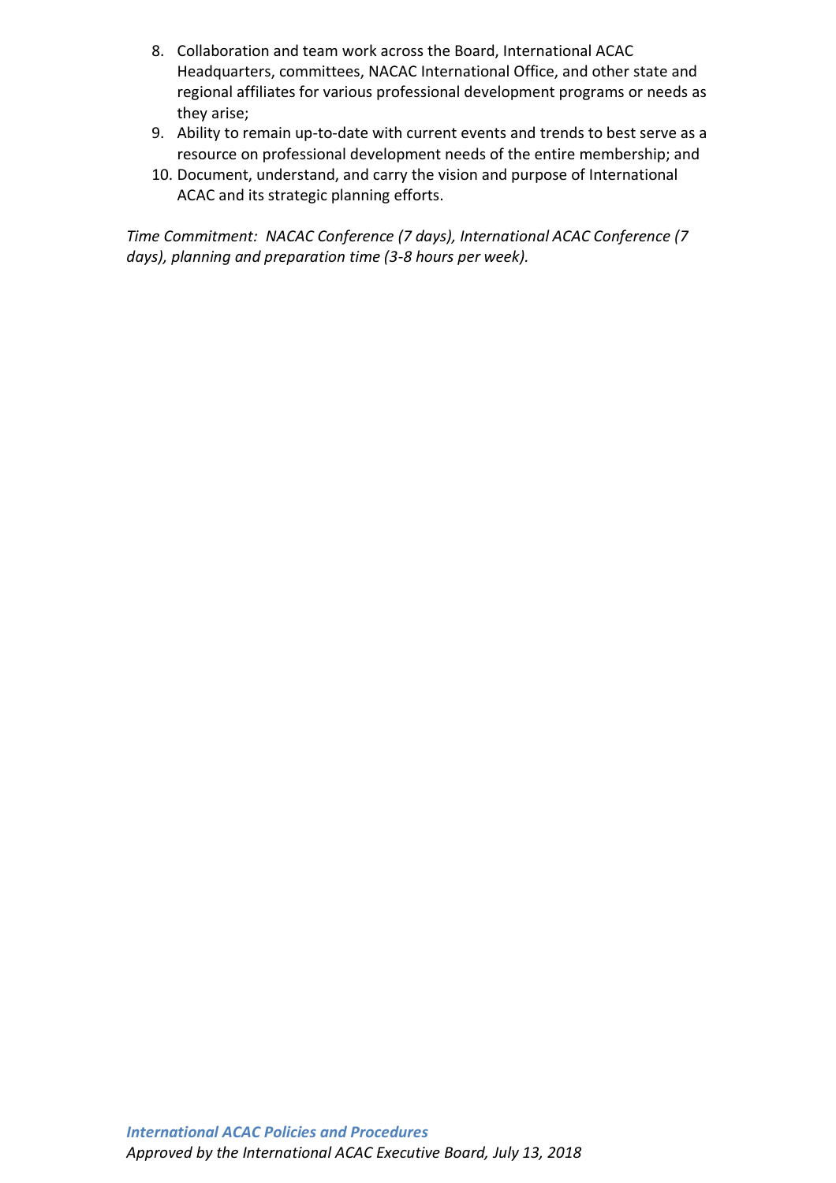8. Collaboration and team work across the Board, International ACAC Headquarters, committees, NACAC International Office, and other state and regional affiliates for various professional development programs or needs as they arise;
9. Ability to remain up-to-date with current events and trends to best serve as a resource on professional development needs of the entire membership; and
10. Document, understand, and carry the vision and purpose of International ACAC and its strategic planning efforts.

*Time Commitment: NACAC Conference (7 days), International ACAC Conference (7 days), planning and preparation time (3-8 hours per week).*